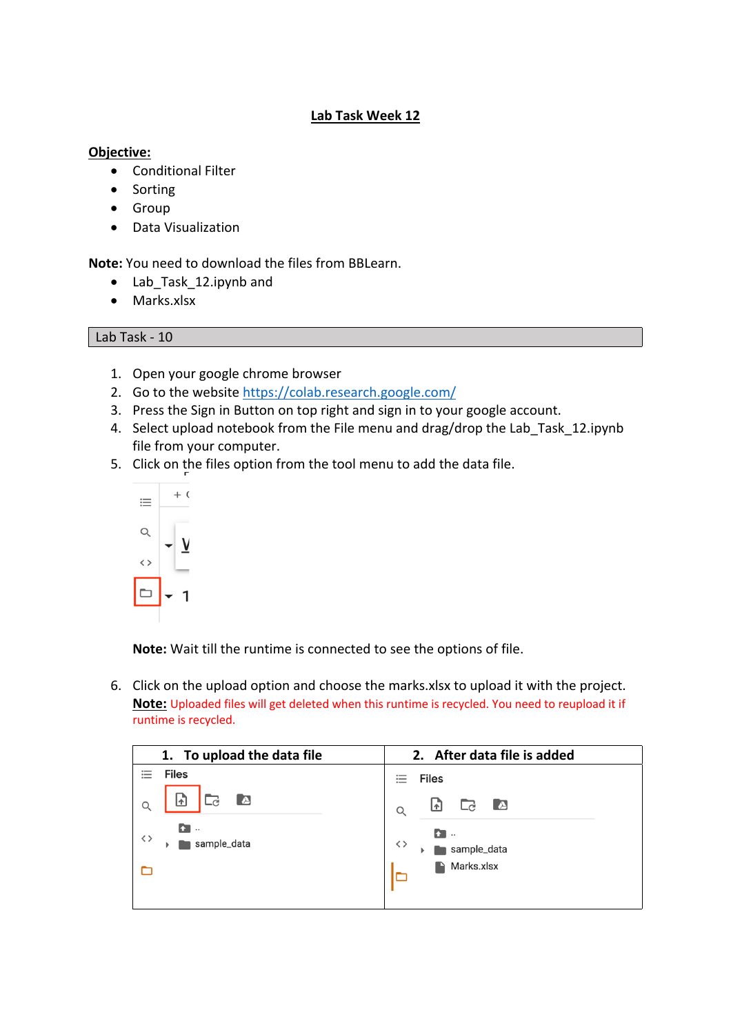# Lab Task Week 12

**Objective:**

- Conditional Filter
- Sorting
- Group
- Data Visualization

**Note:** You need to download the files from BBLearn.

- Lab_Task_12.ipynb and
- Marks.xlsx

| Lab Task - 10 |
|---|

1. Open your google chrome browser
2. Go to the website https://colab.research.google.com/
3. Press the Sign in Button on top right and sign in to your google account.
4. Select upload notebook from the File menu and drag/drop the Lab_Task_12.ipynb file from your computer.
5. Click on the files option from the tool menu to add the data file.

   **Note:** Wait till the runtime is connected to see the options of file.

6. Click on the upload option and choose the marks.xlsx to upload it with the project.
   **Note:** Uploaded files will get deleted when this runtime is recycled. You need to reupload it if runtime is recycled.

| 1. To upload the data file | 2. After data file is added |
|---|---|
| Files<br>..<br>sample_data | Files<br>..<br>sample_data<br>Marks.xlsx |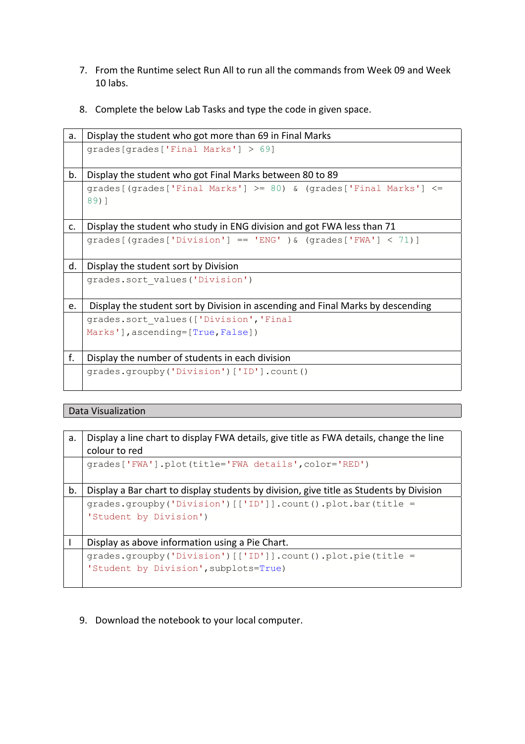7. From the Runtime select Run All to run all the commands from Week 09 and Week 10 labs.

8. Complete the below Lab Tasks and type the code in given space.

| | |
|---|---|
| a. | Display the student who got more than 69 in Final Marks |
| | `grades[grades['Final Marks'] > 69]` |
| b. | Display the student who got Final Marks between 80 to 89 |
| | `grades[(grades['Final Marks'] >= 80) & (grades['Final Marks'] <= 89)]` |
| c. | Display the student who study in ENG division and got FWA less than 71 |
| | `grades[(grades['Division'] == 'ENG' )& (grades['FWA'] < 71)]` |
| d. | Display the student sort by Division |
| | `grades.sort_values('Division')` |
| e. | Display the student sort by Division in ascending and Final Marks by descending |
| | `grades.sort_values(['Division','Final Marks'],ascending=[True,False])` |
| f. | Display the number of students in each division |
| | `grades.groupby('Division')['ID'].count()` |

| Data Visualization |
|---|

| | |
|---|---|
| a. | Display a line chart to display FWA details, give title as FWA details, change the line colour to red |
| | `grades['FWA'].plot(title='FWA details',color='RED')` |
| b. | Display a Bar chart to display students by division, give title as Students by Division |
| | `grades.groupby('Division')[['ID']].count().plot.bar(title = 'Student by Division')` |
| I | Display as above information using a Pie Chart. |
| | `grades.groupby('Division')[['ID']].count().plot.pie(title = 'Student by Division',subplots=True)` |

9. Download the notebook to your local computer.